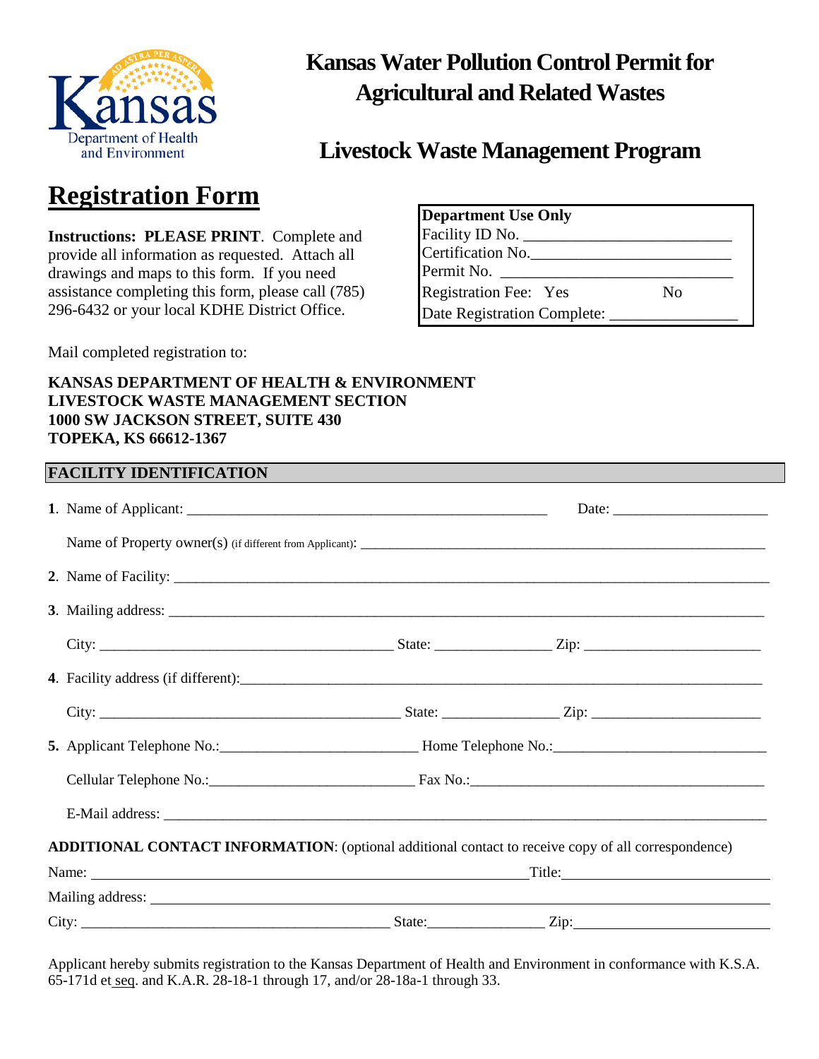Kansas Department of Health and Environment

# Kansas Water Pollution Control Permit for Agricultural and Related Wastes

## Livestock Waste Management Program

# Registration Form

**Instructions: PLEASE PRINT**. Complete and provide all information as requested. Attach all drawings and maps to this form. If you need assistance completing this form, please call (785) 296-6432 or your local KDHE District Office.

| **Department Use Only** | |
|---|---|
| Facility ID No. _______________________ | |
| Certification No. _______________________ | |
| Permit No. _______________________ | |
| Registration Fee: Yes | No |
| Date Registration Complete: _______________ | |

Mail completed registration to:

**KANSAS DEPARTMENT OF HEALTH & ENVIRONMENT**
**LIVESTOCK WASTE MANAGEMENT SECTION**
**1000 SW JACKSON STREET, SUITE 430**
**TOPEKA, KS 66612-1367**

## FACILITY IDENTIFICATION

**1**. Name of Applicant: _______________________________________________ Date: ____________________

Name of Property owner(s) (if different from Applicant): _______________________________________________

**2**. Name of Facility: _______________________________________________________________________

**3**. Mailing address: _______________________________________________________________________

City: ___________________________________ State: ______________ Zip: ______________________

**4**. Facility address (if different): _______________________________________________________________

City: ___________________________________ State: ______________ Zip: ______________________

**5.** Applicant Telephone No.: ________________________ Home Telephone No.: __________________________

Cellular Telephone No.: ________________________ Fax No.: ____________________________________

E-Mail address: _______________________________________________________________________

**ADDITIONAL CONTACT INFORMATION**: (optional additional contact to receive copy of all correspondence)

Name: _______________________________________________ Title: ___________________________

Mailing address: _______________________________________________________________________

City: ___________________________________ State: ______________ Zip: ______________________

Applicant hereby submits registration to the Kansas Department of Health and Environment in conformance with K.S.A. 65-171d et seq. and K.A.R. 28-18-1 through 17, and/or 28-18a-1 through 33.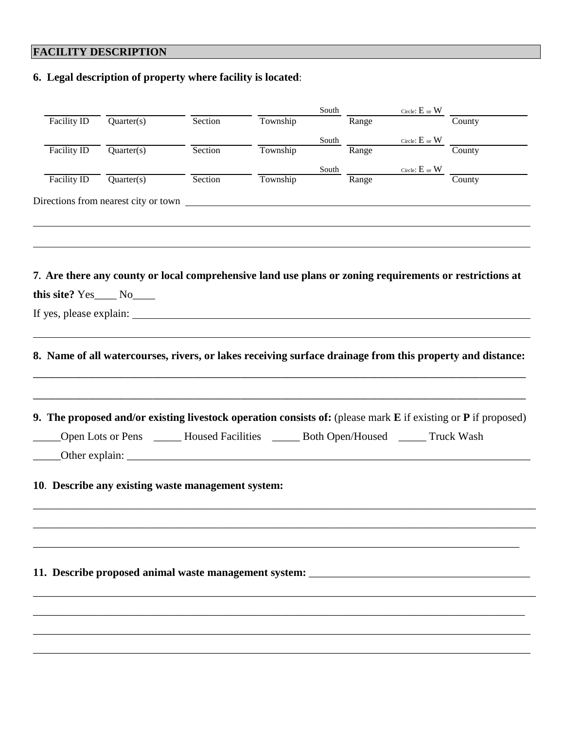## FACILITY DESCRIPTION

**6. Legal description of property where facility is located**:

| Facility ID | Quarter(s) | Section | Township South | Range Circle: E or W | County |
|---|---|---|---|---|---|
| | | | | | |
| | | | | | |
| | | | | | |

Directions from nearest city or town ______________________________________________________________

______________________________________________________________________________________

______________________________________________________________________________________

**7. Are there any county or local comprehensive land use plans or zoning requirements or restrictions at this site?** Yes____ No____

If yes, please explain: ______________________________________________________________________

______________________________________________________________________________________

**8. Name of all watercourses, rivers, or lakes receiving surface drainage from this property and distance:**

______________________________________________________________________________________

______________________________________________________________________________________

**9. The proposed and/or existing livestock operation consists of:** (please mark **E** if existing or **P** if proposed)

_____Open Lots or Pens _____ Housed Facilities _____ Both Open/Housed _____ Truck Wash

_____Other explain: ______________________________________________________________________

**10. Describe any existing waste management system:**

______________________________________________________________________________________

______________________________________________________________________________________

______________________________________________________________________________________

**11. Describe proposed animal waste management system:** ________________________________________

______________________________________________________________________________________

______________________________________________________________________________________

______________________________________________________________________________________

______________________________________________________________________________________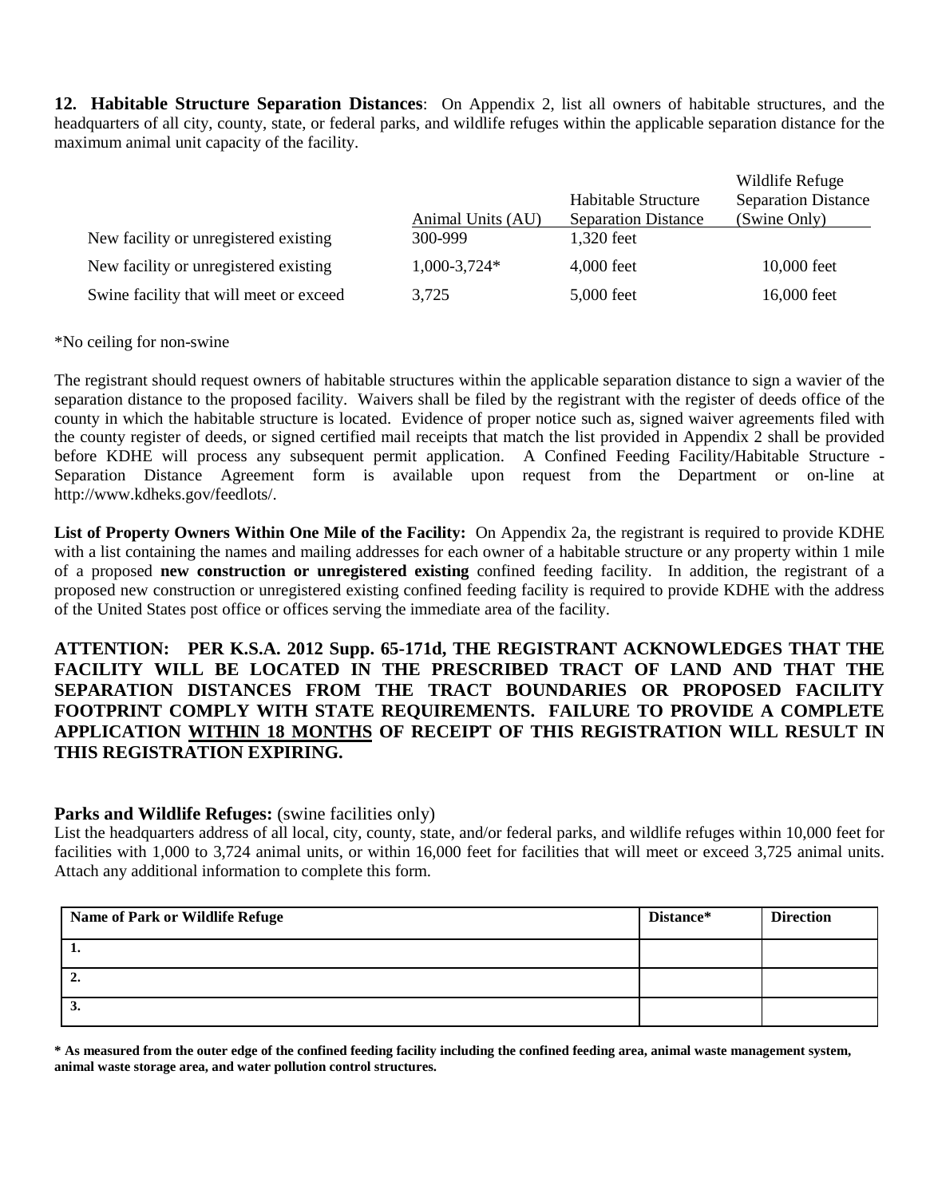**12. Habitable Structure Separation Distances**: On Appendix 2, list all owners of habitable structures, and the headquarters of all city, county, state, or federal parks, and wildlife refuges within the applicable separation distance for the maximum animal unit capacity of the facility.

| | Animal Units (AU) | Habitable Structure Separation Distance | Wildlife Refuge Separation Distance (Swine Only) |
|---|---|---|---|
| New facility or unregistered existing | 300-999 | 1,320 feet | |
| New facility or unregistered existing | 1,000-3,724* | 4,000 feet | 10,000 feet |
| Swine facility that will meet or exceed | 3,725 | 5,000 feet | 16,000 feet |

*No ceiling for non-swine

The registrant should request owners of habitable structures within the applicable separation distance to sign a wavier of the separation distance to the proposed facility. Waivers shall be filed by the registrant with the register of deeds office of the county in which the habitable structure is located. Evidence of proper notice such as, signed waiver agreements filed with the county register of deeds, or signed certified mail receipts that match the list provided in Appendix 2 shall be provided before KDHE will process any subsequent permit application. A Confined Feeding Facility/Habitable Structure - Separation Distance Agreement form is available upon request from the Department or on-line at http://www.kdheks.gov/feedlots/.

**List of Property Owners Within One Mile of the Facility:** On Appendix 2a, the registrant is required to provide KDHE with a list containing the names and mailing addresses for each owner of a habitable structure or any property within 1 mile of a proposed **new construction or unregistered existing** confined feeding facility. In addition, the registrant of a proposed new construction or unregistered existing confined feeding facility is required to provide KDHE with the address of the United States post office or offices serving the immediate area of the facility.

**ATTENTION: PER K.S.A. 2012 Supp. 65-171d, THE REGISTRANT ACKNOWLEDGES THAT THE FACILITY WILL BE LOCATED IN THE PRESCRIBED TRACT OF LAND AND THAT THE SEPARATION DISTANCES FROM THE TRACT BOUNDARIES OR PROPOSED FACILITY FOOTPRINT COMPLY WITH STATE REQUIREMENTS. FAILURE TO PROVIDE A COMPLETE APPLICATION WITHIN 18 MONTHS OF RECEIPT OF THIS REGISTRATION WILL RESULT IN THIS REGISTRATION EXPIRING.**

**Parks and Wildlife Refuges:** (swine facilities only)

List the headquarters address of all local, city, county, state, and/or federal parks, and wildlife refuges within 10,000 feet for facilities with 1,000 to 3,724 animal units, or within 16,000 feet for facilities that will meet or exceed 3,725 animal units. Attach any additional information to complete this form.

| Name of Park or Wildlife Refuge | Distance* | Direction |
|---|---|---|
| 1. | | |
| 2. | | |
| 3. | | |

**\* As measured from the outer edge of the confined feeding facility including the confined feeding area, animal waste management system, animal waste storage area, and water pollution control structures.**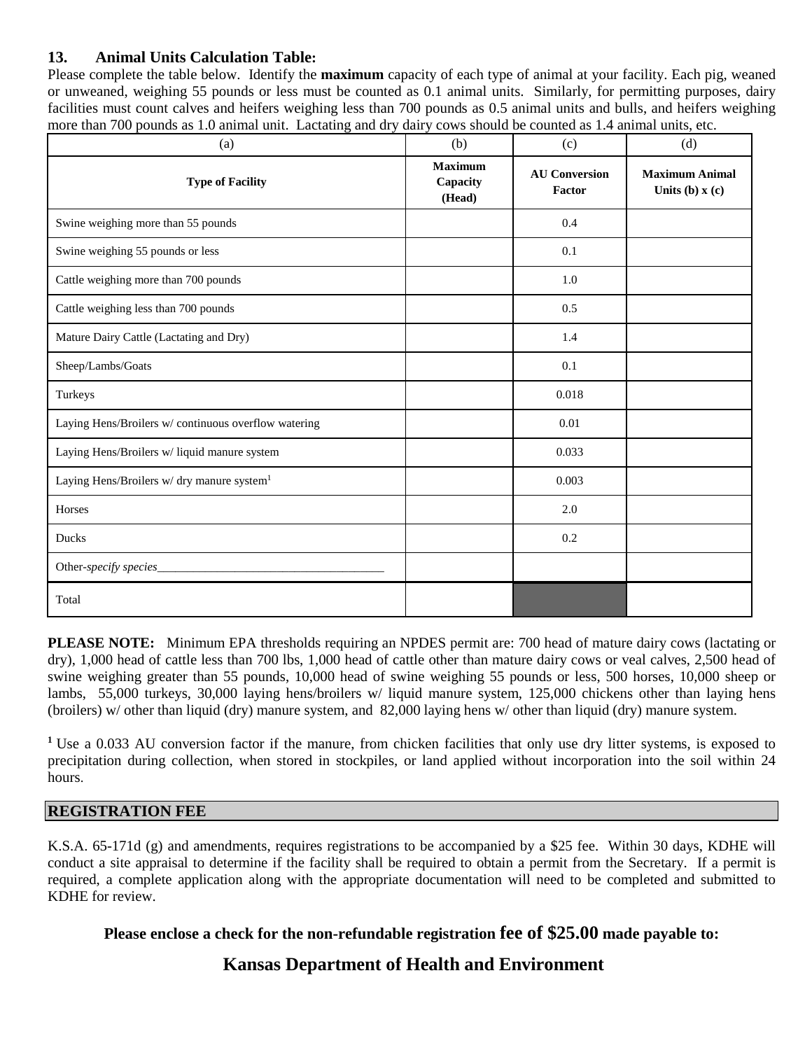### 13. Animal Units Calculation Table:

Please complete the table below. Identify the **maximum** capacity of each type of animal at your facility. Each pig, weaned or unweaned, weighing 55 pounds or less must be counted as 0.1 animal units. Similarly, for permitting purposes, dairy facilities must count calves and heifers weighing less than 700 pounds as 0.5 animal units and bulls, and heifers weighing more than 700 pounds as 1.0 animal unit. Lactating and dry dairy cows should be counted as 1.4 animal units, etc.

| (a) | (b) | (c) | (d) |
|---|---|---|---|
| **Type of Facility** | **Maximum Capacity (Head)** | **AU Conversion Factor** | **Maximum Animal Units (b) x (c)** |
| Swine weighing more than 55 pounds | | 0.4 | |
| Swine weighing 55 pounds or less | | 0.1 | |
| Cattle weighing more than 700 pounds | | 1.0 | |
| Cattle weighing less than 700 pounds | | 0.5 | |
| Mature Dairy Cattle (Lactating and Dry) | | 1.4 | |
| Sheep/Lambs/Goats | | 0.1 | |
| Turkeys | | 0.018 | |
| Laying Hens/Broilers w/ continuous overflow watering | | 0.01 | |
| Laying Hens/Broilers w/ liquid manure system | | 0.033 | |
| Laying Hens/Broilers w/ dry manure system[1] | | 0.003 | |
| Horses | | 2.0 | |
| Ducks | | 0.2 | |
| Other-*specify species*______________________________________ | | | |
| Total | | | |

**PLEASE NOTE:** Minimum EPA thresholds requiring an NPDES permit are: 700 head of mature dairy cows (lactating or dry), 1,000 head of cattle less than 700 lbs, 1,000 head of cattle other than mature dairy cows or veal calves, 2,500 head of swine weighing greater than 55 pounds, 10,000 head of swine weighing 55 pounds or less, 500 horses, 10,000 sheep or lambs, 55,000 turkeys, 30,000 laying hens/broilers w/ liquid manure system, 125,000 chickens other than laying hens (broilers) w/ other than liquid (dry) manure system, and 82,000 laying hens w/ other than liquid (dry) manure system.

[1] Use a 0.033 AU conversion factor if the manure, from chicken facilities that only use dry litter systems, is exposed to precipitation during collection, when stored in stockpiles, or land applied without incorporation into the soil within 24 hours.

## REGISTRATION FEE

K.S.A. 65-171d (g) and amendments, requires registrations to be accompanied by a $25 fee. Within 30 days, KDHE will conduct a site appraisal to determine if the facility shall be required to obtain a permit from the Secretary. If a permit is required, a complete application along with the appropriate documentation will need to be completed and submitted to KDHE for review.

**Please enclose a check for the non-refundable registration fee of $25.00 made payable to:**

## Kansas Department of Health and Environment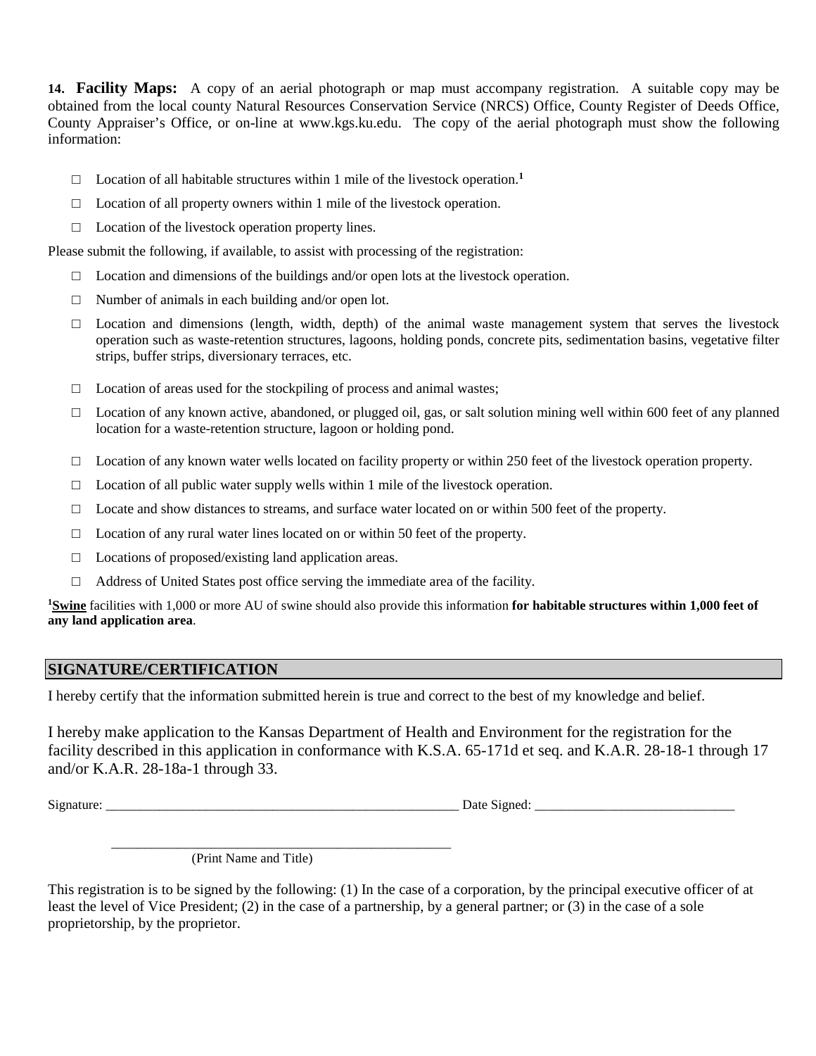**14. Facility Maps:** A copy of an aerial photograph or map must accompany registration. A suitable copy may be obtained from the local county Natural Resources Conservation Service (NRCS) Office, County Register of Deeds Office, County Appraiser's Office, or on-line at www.kgs.ku.edu. The copy of the aerial photograph must show the following information:

- □ Location of all habitable structures within 1 mile of the livestock operation.[1]
- □ Location of all property owners within 1 mile of the livestock operation.
- □ Location of the livestock operation property lines.

Please submit the following, if available, to assist with processing of the registration:

- □ Location and dimensions of the buildings and/or open lots at the livestock operation.
- □ Number of animals in each building and/or open lot.
- □ Location and dimensions (length, width, depth) of the animal waste management system that serves the livestock operation such as waste-retention structures, lagoons, holding ponds, concrete pits, sedimentation basins, vegetative filter strips, buffer strips, diversionary terraces, etc.
- □ Location of areas used for the stockpiling of process and animal wastes;
- □ Location of any known active, abandoned, or plugged oil, gas, or salt solution mining well within 600 feet of any planned location for a waste-retention structure, lagoon or holding pond.
- □ Location of any known water wells located on facility property or within 250 feet of the livestock operation property.
- □ Location of all public water supply wells within 1 mile of the livestock operation.
- □ Locate and show distances to streams, and surface water located on or within 500 feet of the property.
- □ Location of any rural water lines located on or within 50 feet of the property.
- □ Locations of proposed/existing land application areas.
- □ Address of United States post office serving the immediate area of the facility.

[1]**Swine** facilities with 1,000 or more AU of swine should also provide this information **for habitable structures within 1,000 feet of any land application area**.

## SIGNATURE/CERTIFICATION

I hereby certify that the information submitted herein is true and correct to the best of my knowledge and belief.

I hereby make application to the Kansas Department of Health and Environment for the registration for the facility described in this application in conformance with K.S.A. 65-171d et seq. and K.A.R. 28-18-1 through 17 and/or K.A.R. 28-18a-1 through 33.

Signature: ______________________________________________________ Date Signed: ______________________________

______________________________________________________
(Print Name and Title)

This registration is to be signed by the following: (1) In the case of a corporation, by the principal executive officer of at least the level of Vice President; (2) in the case of a partnership, by a general partner; or (3) in the case of a sole proprietorship, by the proprietor.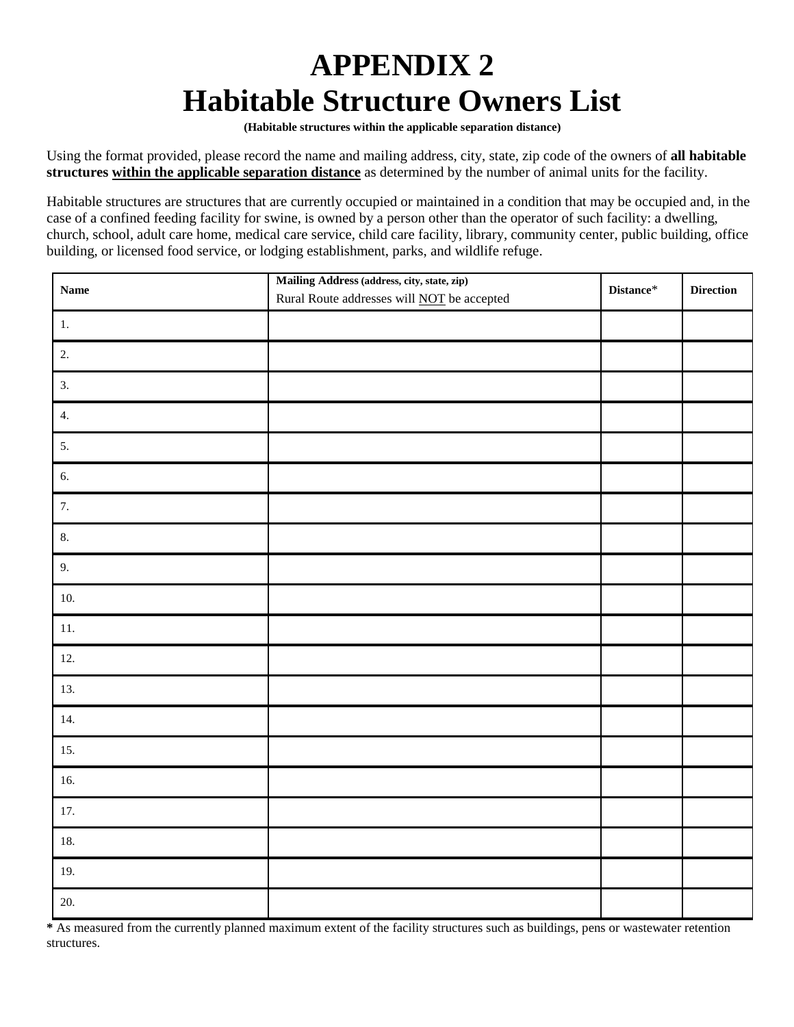# APPENDIX 2
# Habitable Structure Owners List

**(Habitable structures within the applicable separation distance)**

Using the format provided, please record the name and mailing address, city, state, zip code of the owners of **all habitable structures <u>within the applicable separation distance</u>** as determined by the number of animal units for the facility.

Habitable structures are structures that are currently occupied or maintained in a condition that may be occupied and, in the case of a confined feeding facility for swine, is owned by a person other than the operator of such facility: a dwelling, church, school, adult care home, medical care service, child care facility, library, community center, public building, office building, or licensed food service, or lodging establishment, parks, and wildlife refuge.

| Name | **Mailing Address** (address, city, state, zip)<br>Rural Route addresses will <u>NOT</u> be accepted | Distance* | Direction |
|---|---|---|---|
| 1. | | | |
| 2. | | | |
| 3. | | | |
| 4. | | | |
| 5. | | | |
| 6. | | | |
| 7. | | | |
| 8. | | | |
| 9. | | | |
| 10. | | | |
| 11. | | | |
| 12. | | | |
| 13. | | | |
| 14. | | | |
| 15. | | | |
| 16. | | | |
| 17. | | | |
| 18. | | | |
| 19. | | | |
| 20. | | | |

**\*** As measured from the currently planned maximum extent of the facility structures such as buildings, pens or wastewater retention structures.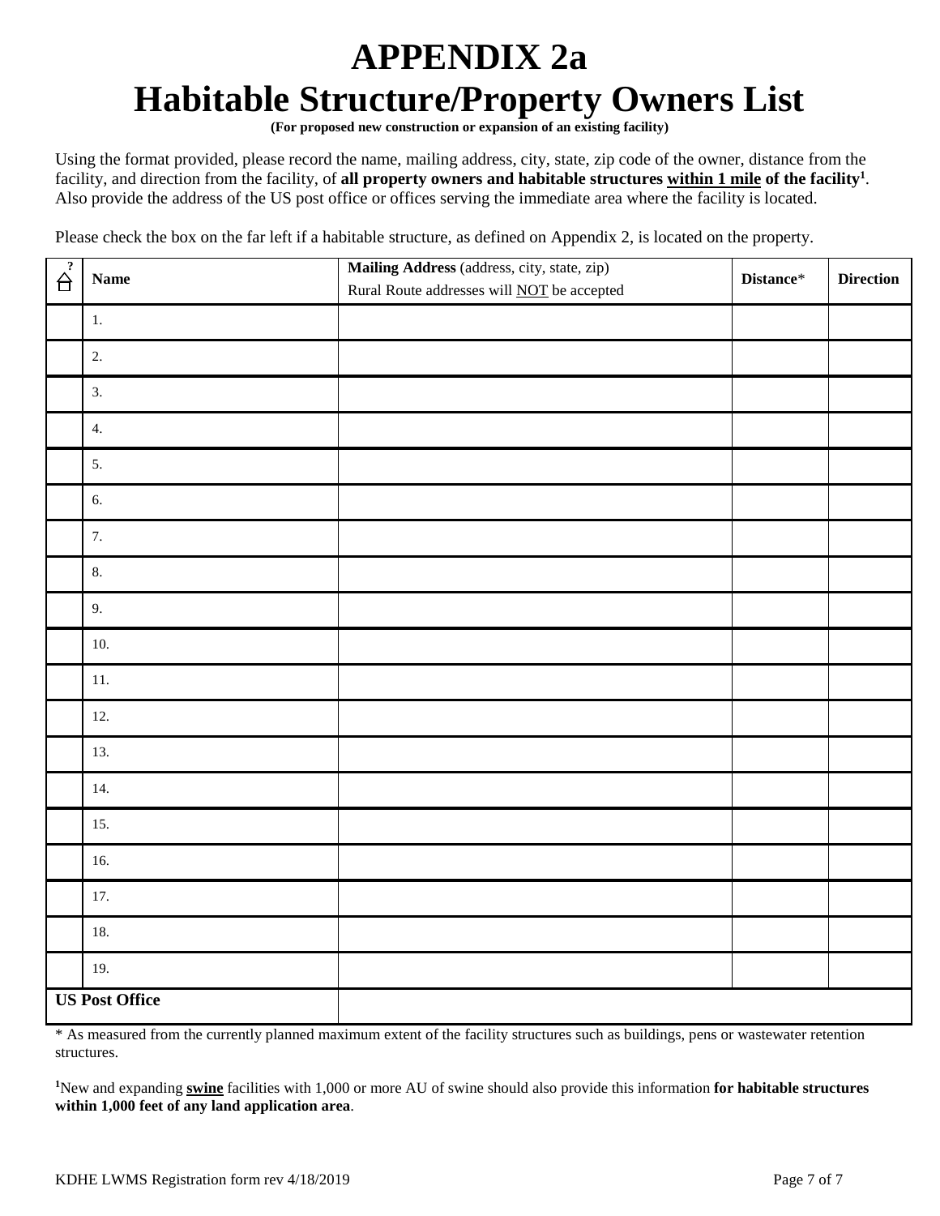# APPENDIX 2a

# Habitable Structure/Property Owners List

**(For proposed new construction or expansion of an existing facility)**

Using the format provided, please record the name, mailing address, city, state, zip code of the owner, distance from the facility, and direction from the facility, of **all property owners and habitable structures <u>within 1 mile</u> of the facility[1]**. Also provide the address of the US post office or offices serving the immediate area where the facility is located.

Please check the box on the far left if a habitable structure, as defined on Appendix 2, is located on the property.

| ? | Name | **Mailing Address** (address, city, state, zip) Rural Route addresses will <u>NOT</u> be accepted | Distance* | Direction |
|---|---|---|---|---|
| | 1. | | | |
| | 2. | | | |
| | 3. | | | |
| | 4. | | | |
| | 5. | | | |
| | 6. | | | |
| | 7. | | | |
| | 8. | | | |
| | 9. | | | |
| | 10. | | | |
| | 11. | | | |
| | 12. | | | |
| | 13. | | | |
| | 14. | | | |
| | 15. | | | |
| | 16. | | | |
| | 17. | | | |
| | 18. | | | |
| | 19. | | | |
| **US Post Office** | | | | |

* As measured from the currently planned maximum extent of the facility structures such as buildings, pens or wastewater retention structures.

[1] New and expanding <u>**swine**</u> facilities with 1,000 or more AU of swine should also provide this information **for habitable structures within 1,000 feet of any land application area**.

KDHE LWMS Registration form rev 4/18/2019